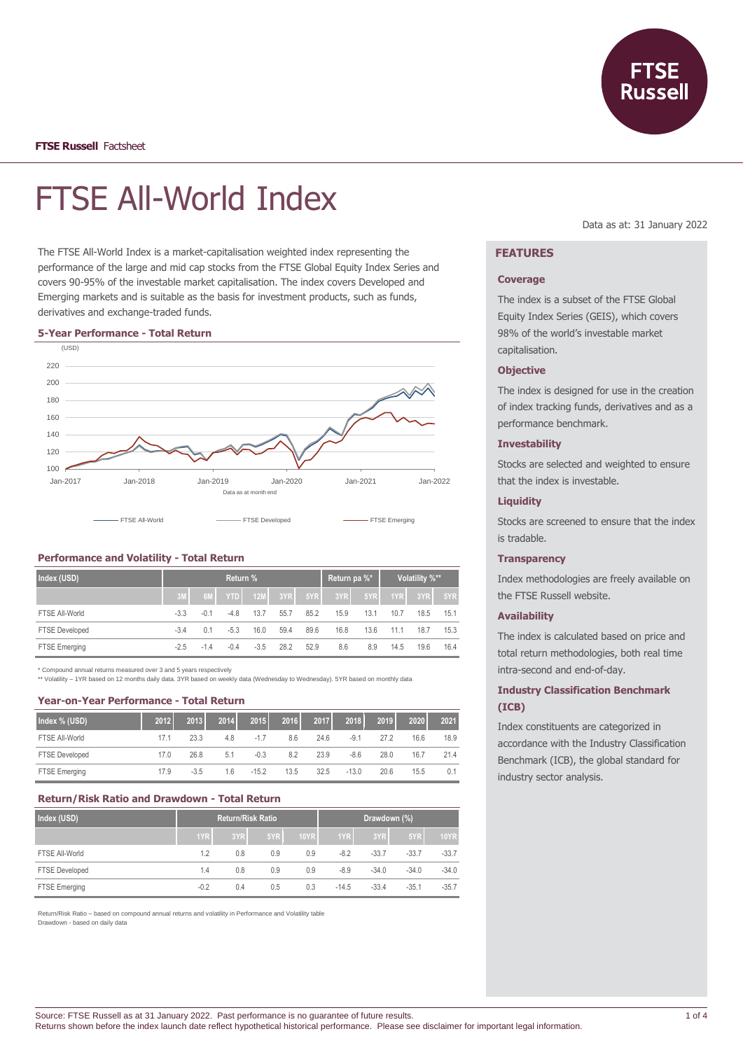**FTSE Russell** Factsheet

# FTSE All-World Index

Data as at: 31 January 2022

The FTSE All-World Index is a market-capitalisation weighted index representing the performance of the large and mid cap stocks from the FTSE Global Equity Index Series and covers 90-95% of the investable market capitalisation. The index covers Developed and Emerging markets and is suitable as the basis for investment products, such as funds, derivatives and exchange-traded funds.

### 5-Year Performance - Total Return

(USD)

Data as at month end

FTSE All-World — FTSE Developed — FTSE Emerging

### Performance and Volatility - Total Return

| Index (USD) | Return % | | | | | | Return pa %* | | Volatility %** | | |
|---|---|---|---|---|---|---|---|---|---|---|---|
| | 3M | 6M | YTD | 12M | 3YR | 5YR | 3YR | 5YR | 1YR | 3YR | 5YR |
| FTSE All-World | -3.3 | -0.1 | -4.8 | 13.7 | 55.7 | 85.2 | 15.9 | 13.1 | 10.7 | 18.5 | 15.1 |
| FTSE Developed | -3.4 | 0.1 | -5.3 | 16.0 | 59.4 | 89.6 | 16.8 | 13.6 | 11.1 | 18.7 | 15.3 |
| FTSE Emerging | -2.5 | -1.4 | -0.4 | -3.5 | 28.2 | 52.9 | 8.6 | 8.9 | 14.5 | 19.6 | 16.4 |

\* Compound annual returns measured over 3 and 5 years respectively
\** Volatility – 1YR based on 12 months daily data. 3YR based on weekly data (Wednesday to Wednesday). 5YR based on monthly data

### Year-on-Year Performance - Total Return

| Index % (USD) | 2012 | 2013 | 2014 | 2015 | 2016 | 2017 | 2018 | 2019 | 2020 | 2021 |
|---|---|---|---|---|---|---|---|---|---|---|
| FTSE All-World | 17.1 | 23.3 | 4.8 | -1.7 | 8.6 | 24.6 | -9.1 | 27.2 | 16.6 | 18.9 |
| FTSE Developed | 17.0 | 26.8 | 5.1 | -0.3 | 8.2 | 23.9 | -8.6 | 28.0 | 16.7 | 21.4 |
| FTSE Emerging | 17.9 | -3.5 | 1.6 | -15.2 | 13.5 | 32.5 | -13.0 | 20.6 | 15.5 | 0.1 |

### Return/Risk Ratio and Drawdown - Total Return

| Index (USD) | Return/Risk Ratio | | | | Drawdown (%) | | | |
|---|---|---|---|---|---|---|---|---|
| | 1YR | 3YR | 5YR | 10YR | 1YR | 3YR | 5YR | 10YR |
| FTSE All-World | 1.2 | 0.8 | 0.9 | 0.9 | -8.2 | -33.7 | -33.7 | -33.7 |
| FTSE Developed | 1.4 | 0.8 | 0.9 | 0.9 | -8.9 | -34.0 | -34.0 | -34.0 |
| FTSE Emerging | -0.2 | 0.4 | 0.5 | 0.3 | -14.5 | -33.4 | -35.1 | -35.7 |

Return/Risk Ratio – based on compound annual returns and volatility in Performance and Volatility table
Drawdown - based on daily data

## FEATURES

### Coverage

The index is a subset of the FTSE Global Equity Index Series (GEIS), which covers 98% of the world's investable market capitalisation.

### Objective

The index is designed for use in the creation of index tracking funds, derivatives and as a performance benchmark.

### Investability

Stocks are selected and weighted to ensure that the index is investable.

### Liquidity

Stocks are screened to ensure that the index is tradable.

### Transparency

Index methodologies are freely available on the FTSE Russell website.

### Availability

The index is calculated based on price and total return methodologies, both real time intra-second and end-of-day.

### Industry Classification Benchmark (ICB)

Index constituents are categorized in accordance with the Industry Classification Benchmark (ICB), the global standard for industry sector analysis.

Source: FTSE Russell as at 31 January 2022. Past performance is no guarantee of future results.
Returns shown before the index launch date reflect hypothetical historical performance. Please see disclaimer for important legal information.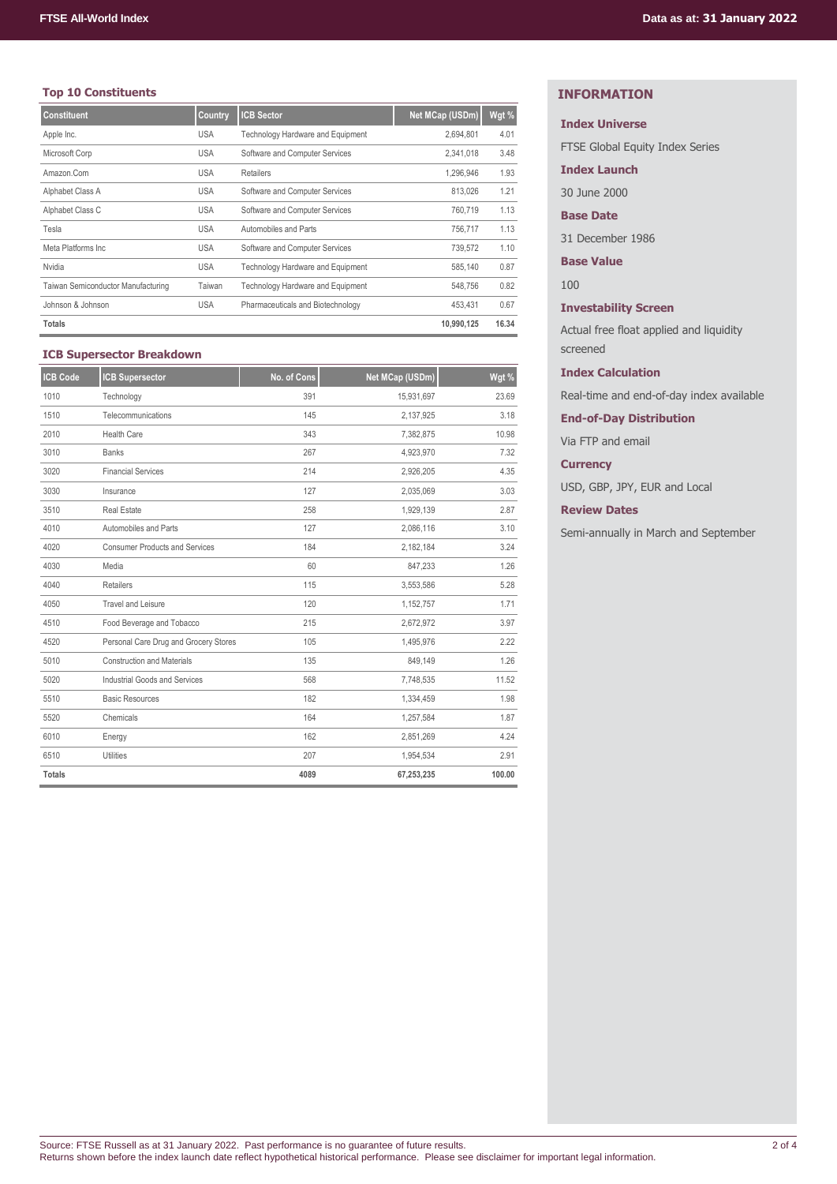## Top 10 Constituents

| Constituent | Country | ICB Sector | Net MCap (USDm) | Wgt % |
|---|---|---|---|---|
| Apple Inc. | USA | Technology Hardware and Equipment | 2,694,801 | 4.01 |
| Microsoft Corp | USA | Software and Computer Services | 2,341,018 | 3.48 |
| Amazon.Com | USA | Retailers | 1,296,946 | 1.93 |
| Alphabet Class A | USA | Software and Computer Services | 813,026 | 1.21 |
| Alphabet Class C | USA | Software and Computer Services | 760,719 | 1.13 |
| Tesla | USA | Automobiles and Parts | 756,717 | 1.13 |
| Meta Platforms Inc | USA | Software and Computer Services | 739,572 | 1.10 |
| Nvidia | USA | Technology Hardware and Equipment | 585,140 | 0.87 |
| Taiwan Semiconductor Manufacturing | Taiwan | Technology Hardware and Equipment | 548,756 | 0.82 |
| Johnson & Johnson | USA | Pharmaceuticals and Biotechnology | 453,431 | 0.67 |
| **Totals** | | | **10,990,125** | **16.34** |

## ICB Supersector Breakdown

| ICB Code | ICB Supersector | No. of Cons | Net MCap (USDm) | Wgt % |
|---|---|---|---|---|
| 1010 | Technology | 391 | 15,931,697 | 23.69 |
| 1510 | Telecommunications | 145 | 2,137,925 | 3.18 |
| 2010 | Health Care | 343 | 7,382,875 | 10.98 |
| 3010 | Banks | 267 | 4,923,970 | 7.32 |
| 3020 | Financial Services | 214 | 2,926,205 | 4.35 |
| 3030 | Insurance | 127 | 2,035,069 | 3.03 |
| 3510 | Real Estate | 258 | 1,929,139 | 2.87 |
| 4010 | Automobiles and Parts | 127 | 2,086,116 | 3.10 |
| 4020 | Consumer Products and Services | 184 | 2,182,184 | 3.24 |
| 4030 | Media | 60 | 847,233 | 1.26 |
| 4040 | Retailers | 115 | 3,553,586 | 5.28 |
| 4050 | Travel and Leisure | 120 | 1,152,757 | 1.71 |
| 4510 | Food Beverage and Tobacco | 215 | 2,672,972 | 3.97 |
| 4520 | Personal Care Drug and Grocery Stores | 105 | 1,495,976 | 2.22 |
| 5010 | Construction and Materials | 135 | 849,149 | 1.26 |
| 5020 | Industrial Goods and Services | 568 | 7,748,535 | 11.52 |
| 5510 | Basic Resources | 182 | 1,334,459 | 1.98 |
| 5520 | Chemicals | 164 | 1,257,584 | 1.87 |
| 6010 | Energy | 162 | 2,851,269 | 4.24 |
| 6510 | Utilities | 207 | 1,954,534 | 2.91 |
| **Totals** | | **4089** | **67,253,235** | **100.00** |

## INFORMATION

**Index Universe**

FTSE Global Equity Index Series

**Index Launch**

30 June 2000

**Base Date**

31 December 1986

**Base Value**

100

**Investability Screen**

Actual free float applied and liquidity screened

**Index Calculation**

Real-time and end-of-day index available

**End-of-Day Distribution**

Via FTP and email

**Currency**

USD, GBP, JPY, EUR and Local

**Review Dates**

Semi-annually in March and September

Source: FTSE Russell as at 31 January 2022. Past performance is no guarantee of future results.
Returns shown before the index launch date reflect hypothetical historical performance. Please see disclaimer for important legal information.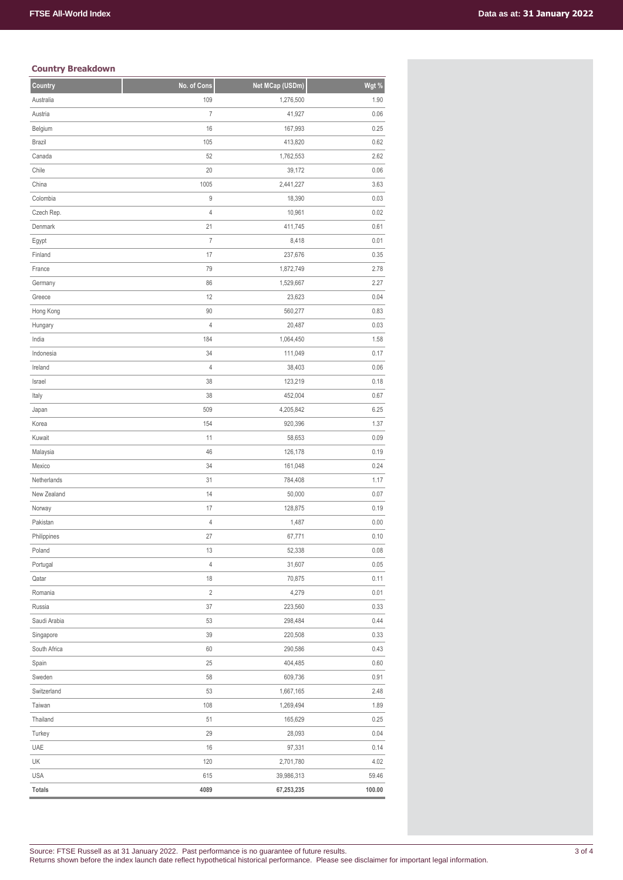## Country Breakdown

| Country | No. of Cons | Net MCap (USDm) | Wgt % |
|---|---|---|---|
| Australia | 109 | 1,276,500 | 1.90 |
| Austria | 7 | 41,927 | 0.06 |
| Belgium | 16 | 167,993 | 0.25 |
| Brazil | 105 | 413,820 | 0.62 |
| Canada | 52 | 1,762,553 | 2.62 |
| Chile | 20 | 39,172 | 0.06 |
| China | 1005 | 2,441,227 | 3.63 |
| Colombia | 9 | 18,390 | 0.03 |
| Czech Rep. | 4 | 10,961 | 0.02 |
| Denmark | 21 | 411,745 | 0.61 |
| Egypt | 7 | 8,418 | 0.01 |
| Finland | 17 | 237,676 | 0.35 |
| France | 79 | 1,872,749 | 2.78 |
| Germany | 86 | 1,529,667 | 2.27 |
| Greece | 12 | 23,623 | 0.04 |
| Hong Kong | 90 | 560,277 | 0.83 |
| Hungary | 4 | 20,487 | 0.03 |
| India | 184 | 1,064,450 | 1.58 |
| Indonesia | 34 | 111,049 | 0.17 |
| Ireland | 4 | 38,403 | 0.06 |
| Israel | 38 | 123,219 | 0.18 |
| Italy | 38 | 452,004 | 0.67 |
| Japan | 509 | 4,205,842 | 6.25 |
| Korea | 154 | 920,396 | 1.37 |
| Kuwait | 11 | 58,653 | 0.09 |
| Malaysia | 46 | 126,178 | 0.19 |
| Mexico | 34 | 161,048 | 0.24 |
| Netherlands | 31 | 784,408 | 1.17 |
| New Zealand | 14 | 50,000 | 0.07 |
| Norway | 17 | 128,875 | 0.19 |
| Pakistan | 4 | 1,487 | 0.00 |
| Philippines | 27 | 67,771 | 0.10 |
| Poland | 13 | 52,338 | 0.08 |
| Portugal | 4 | 31,607 | 0.05 |
| Qatar | 18 | 70,875 | 0.11 |
| Romania | 2 | 4,279 | 0.01 |
| Russia | 37 | 223,560 | 0.33 |
| Saudi Arabia | 53 | 298,484 | 0.44 |
| Singapore | 39 | 220,508 | 0.33 |
| South Africa | 60 | 290,586 | 0.43 |
| Spain | 25 | 404,485 | 0.60 |
| Sweden | 58 | 609,736 | 0.91 |
| Switzerland | 53 | 1,667,165 | 2.48 |
| Taiwan | 108 | 1,269,494 | 1.89 |
| Thailand | 51 | 165,629 | 0.25 |
| Turkey | 29 | 28,093 | 0.04 |
| UAE | 16 | 97,331 | 0.14 |
| UK | 120 | 2,701,780 | 4.02 |
| USA | 615 | 39,986,313 | 59.46 |
| **Totals** | **4089** | **67,253,235** | **100.00** |

Source: FTSE Russell as at 31 January 2022. Past performance is no guarantee of future results.
Returns shown before the index launch date reflect hypothetical historical performance. Please see disclaimer for important legal information.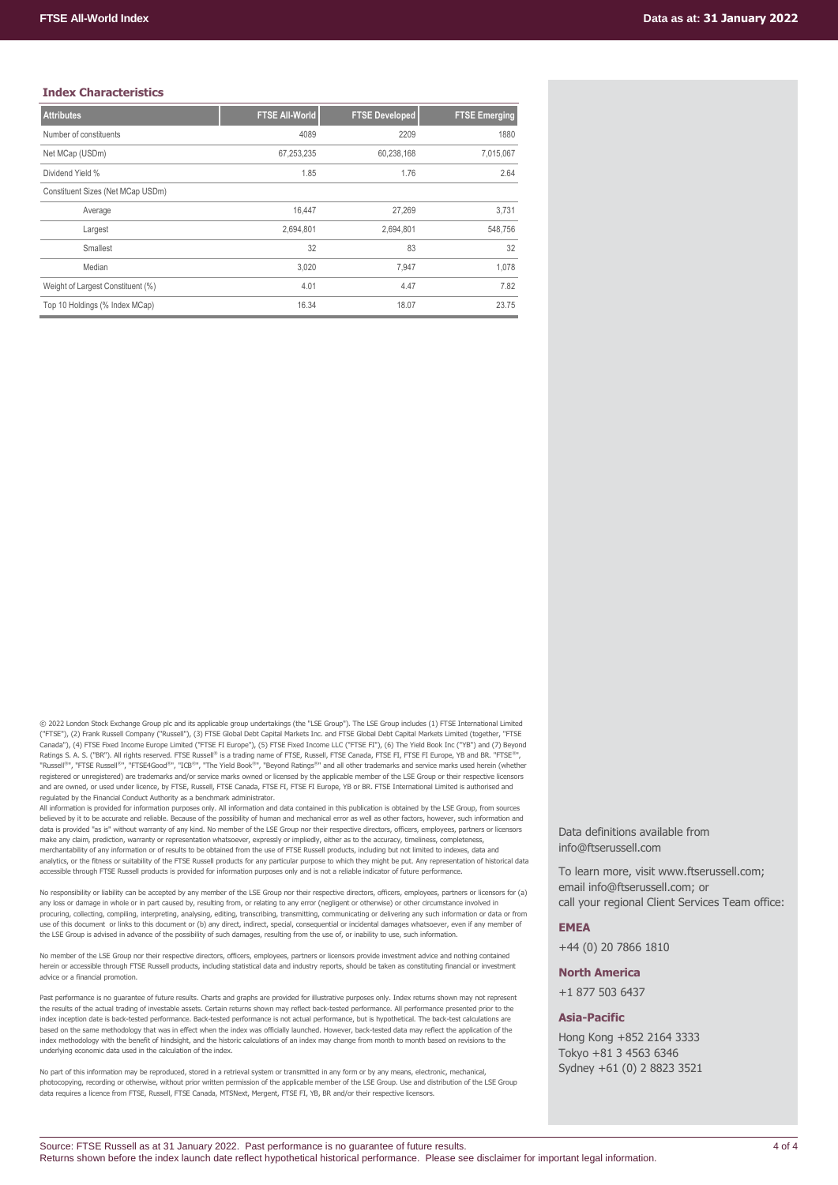## Index Characteristics

| Attributes | FTSE All-World | FTSE Developed | FTSE Emerging |
|---|---|---|---|
| Number of constituents | 4089 | 2209 | 1880 |
| Net MCap (USDm) | 67,253,235 | 60,238,168 | 7,015,067 |
| Dividend Yield % | 1.85 | 1.76 | 2.64 |
| Constituent Sizes (Net MCap USDm) | | | |
| Average | 16,447 | 27,269 | 3,731 |
| Largest | 2,694,801 | 2,694,801 | 548,756 |
| Smallest | 32 | 83 | 32 |
| Median | 3,020 | 7,947 | 1,078 |
| Weight of Largest Constituent (%) | 4.01 | 4.47 | 7.82 |
| Top 10 Holdings (% Index MCap) | 16.34 | 18.07 | 23.75 |

© 2022 London Stock Exchange Group plc and its applicable group undertakings (the "LSE Group"). The LSE Group includes (1) FTSE International Limited ("FTSE"), (2) Frank Russell Company ("Russell"), (3) FTSE Global Debt Capital Markets Inc. and FTSE Global Debt Capital Markets Limited (together, "FTSE Canada"), (4) FTSE Fixed Income Europe Limited ("FTSE FI Europe"), (5) FTSE Fixed Income LLC ("FTSE FI"), (6) The Yield Book Inc ("YB") and (7) Beyond Ratings S. A. S. ("BR"). All rights reserved. FTSE Russell® is a trading name of FTSE, Russell, FTSE Canada, FTSE FI, FTSE FI Europe, YB and BR. "FTSE®", "Russell®", "FTSE Russell®", "FTSE4Good®", "ICB®", "The Yield Book®", "Beyond Ratings®" and all other trademarks and service marks used herein (whether registered or unregistered) are trademarks and/or service marks owned or licensed by the applicable member of the LSE Group or their respective licensors and are owned, or used under licence, by FTSE, Russell, FTSE Canada, FTSE FI, FTSE FI Europe, YB or BR. FTSE International Limited is authorised and regulated by the Financial Conduct Authority as a benchmark administrator.

All information is provided for information purposes only. All information and data contained in this publication is obtained by the LSE Group, from sources believed by it to be accurate and reliable. Because of the possibility of human and mechanical error as well as other factors, however, such information and data is provided "as is" without warranty of any kind. No member of the LSE Group nor their respective directors, officers, employees, partners or licensors make any claim, prediction, warranty or representation whatsoever, expressly or impliedly, either as to the accuracy, timeliness, completeness, merchantability of any information or of results to be obtained from the use of FTSE Russell products, including but not limited to indexes, data and analytics, or the fitness or suitability of the FTSE Russell products for any particular purpose to which they might be put. Any representation of historical data accessible through FTSE Russell products is provided for information purposes only and is not a reliable indicator of future performance.

No responsibility or liability can be accepted by any member of the LSE Group nor their respective directors, officers, employees, partners or licensors for (a) any loss or damage in whole or in part caused by, resulting from, or relating to any error (negligent or otherwise) or other circumstance involved in procuring, collecting, compiling, interpreting, analysing, editing, transcribing, transmitting, communicating or delivering any such information or data or from use of this document or links to this document or (b) any direct, indirect, special, consequential or incidental damages whatsoever, even if any member of the LSE Group is advised in advance of the possibility of such damages, resulting from the use of, or inability to use, such information.

No member of the LSE Group nor their respective directors, officers, employees, partners or licensors provide investment advice and nothing contained herein or accessible through FTSE Russell products, including statistical data and industry reports, should be taken as constituting financial or investment advice or a financial promotion.

Past performance is no guarantee of future results. Charts and graphs are provided for illustrative purposes only. Index returns shown may not represent the results of the actual trading of investable assets. Certain returns shown may reflect back-tested performance. All performance presented prior to the index inception date is back-tested performance. Back-tested performance is not actual performance, but is hypothetical. The back-test calculations are based on the same methodology that was in effect when the index was officially launched. However, back-tested data may reflect the application of the index methodology with the benefit of hindsight, and the historic calculations of an index may change from month to month based on revisions to the underlying economic data used in the calculation of the index.

No part of this information may be reproduced, stored in a retrieval system or transmitted in any form or by any means, electronic, mechanical, photocopying, recording or otherwise, without prior written permission of the applicable member of the LSE Group. Use and distribution of the LSE Group data requires a licence from FTSE, Russell, FTSE Canada, MTSNext, Mergent, FTSE FI, YB, BR and/or their respective licensors.

Data definitions available from info@ftserussell.com

To learn more, visit www.ftserussell.com; email info@ftserussell.com; or call your regional Client Services Team office:

**EMEA**

+44 (0) 20 7866 1810

**North America**

+1 877 503 6437

**Asia-Pacific**

Hong Kong +852 2164 3333
Tokyo +81 3 4563 6346
Sydney +61 (0) 2 8823 3521

Source: FTSE Russell as at 31 January 2022. Past performance is no guarantee of future results.
Returns shown before the index launch date reflect hypothetical historical performance. Please see disclaimer for important legal information.